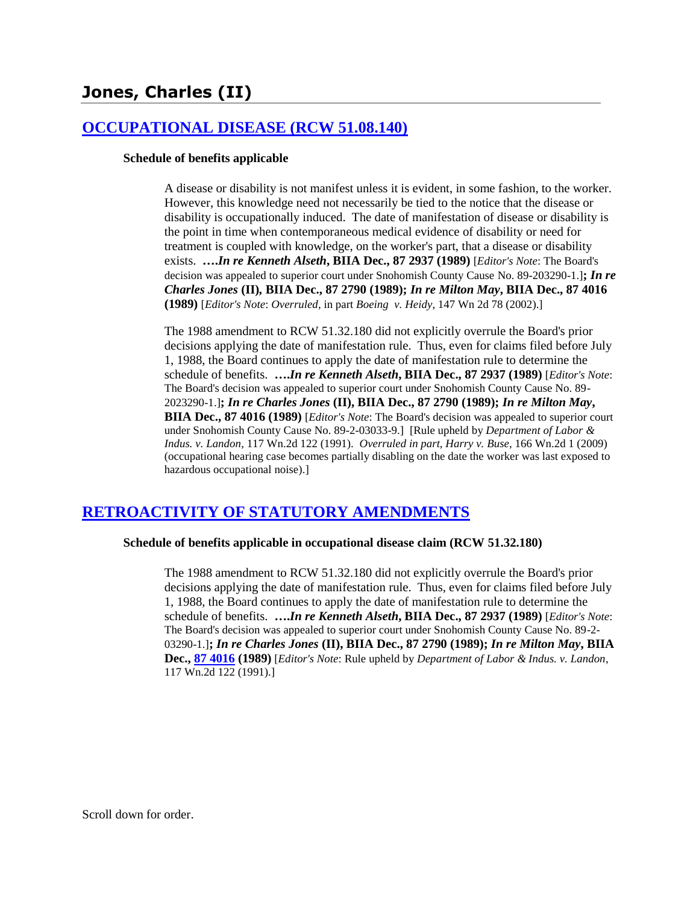# Jones, Charles (II)

## [OCCUPATIONAL DISEASE (RCW 51.08.140)]

**Schedule of benefits applicable**

> A disease or disability is not manifest unless it is evident, in some fashion, to the worker. However, this knowledge need not necessarily be tied to the notice that the disease or disability is occupationally induced. The date of manifestation of disease or disability is the point in time when contemporaneous medical evidence of disability or need for treatment is coupled with knowledge, on the worker's part, that a disease or disability exists. ***….In re Kenneth Alseth*, BIIA Dec., 87 2937 (1989)** [*Editor's Note*: The Board's decision was appealed to superior court under Snohomish County Cause No. 89-203290-1.]**;** ***In re Charles Jones* (II), BIIA Dec., 87 2790 (1989);** ***In re Milton May*, BIIA Dec., 87 4016 (1989)** [*Editor's Note*: *Overruled*, in part *Boeing v. Heidy*, 147 Wn 2d 78 (2002).]
>
> The 1988 amendment to RCW 51.32.180 did not explicitly overrule the Board's prior decisions applying the date of manifestation rule. Thus, even for claims filed before July 1, 1988, the Board continues to apply the date of manifestation rule to determine the schedule of benefits. ***….In re Kenneth Alseth*, BIIA Dec., 87 2937 (1989)** [*Editor's Note*: The Board's decision was appealed to superior court under Snohomish County Cause No. 89-2023290-1.]**;** ***In re Charles Jones* (II), BIIA Dec., 87 2790 (1989);** ***In re Milton May*, BIIA Dec., 87 4016 (1989)** [*Editor's Note*: The Board's decision was appealed to superior court under Snohomish County Cause No. 89-2-03033-9.] [Rule upheld by *Department of Labor & Indus. v. Landon*, 117 Wn.2d 122 (1991). *Overruled in part, Harry v. Buse*, 166 Wn.2d 1 (2009) (occupational hearing case becomes partially disabling on the date the worker was last exposed to hazardous occupational noise).]

## [RETROACTIVITY OF STATUTORY AMENDMENTS]

**Schedule of benefits applicable in occupational disease claim (RCW 51.32.180)**

> The 1988 amendment to RCW 51.32.180 did not explicitly overrule the Board's prior decisions applying the date of manifestation rule. Thus, even for claims filed before July 1, 1988, the Board continues to apply the date of manifestation rule to determine the schedule of benefits. ***….In re Kenneth Alseth*, BIIA Dec., 87 2937 (1989)** [*Editor's Note*: The Board's decision was appealed to superior court under Snohomish County Cause No. 89-2-03290-1.]**;** ***In re Charles Jones* (II), BIIA Dec., 87 2790 (1989);** ***In re Milton May*, BIIA Dec., [87 4016] (1989)** [*Editor's Note*: Rule upheld by *Department of Labor & Indus. v. Landon*, 117 Wn.2d 122 (1991).]

Scroll down for order.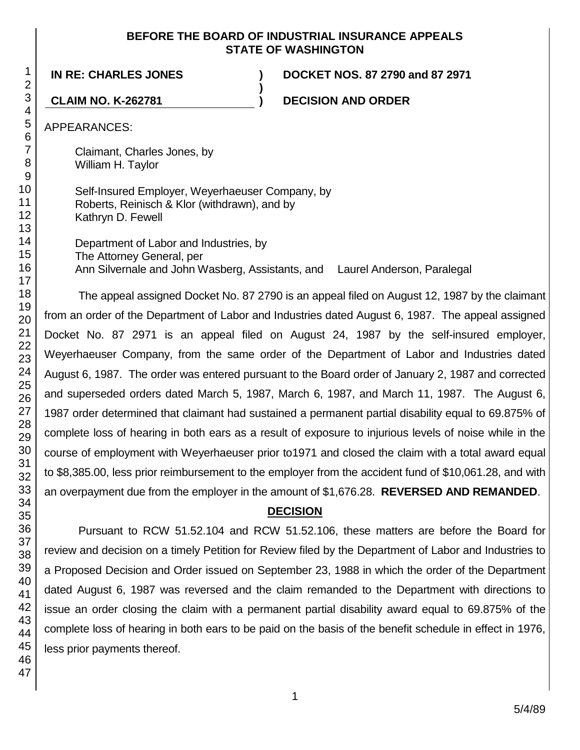**BEFORE THE BOARD OF INDUSTRIAL INSURANCE APPEALS STATE OF WASHINGTON**

| | | |
|---|---|---|
| **IN RE: CHARLES JONES** | **)** | **DOCKET NOS. 87 2790 and 87 2971** |
| | **)** | |
| **CLAIM NO. K-262781** | **)** | **DECISION AND ORDER** |

APPEARANCES:

Claimant, Charles Jones, by
William H. Taylor

Self-Insured Employer, Weyerhaeuser Company, by
Roberts, Reinisch & Klor (withdrawn), and by
Kathryn D. Fewell

Department of Labor and Industries, by
The Attorney General, per
Ann Silvernale and John Wasberg, Assistants, and Laurel Anderson, Paralegal

The appeal assigned Docket No. 87 2790 is an appeal filed on August 12, 1987 by the claimant from an order of the Department of Labor and Industries dated August 6, 1987. The appeal assigned Docket No. 87 2971 is an appeal filed on August 24, 1987 by the self-insured employer, Weyerhaeuser Company, from the same order of the Department of Labor and Industries dated August 6, 1987. The order was entered pursuant to the Board order of January 2, 1987 and corrected and superseded orders dated March 5, 1987, March 6, 1987, and March 11, 1987. The August 6, 1987 order determined that claimant had sustained a permanent partial disability equal to 69.875% of complete loss of hearing in both ears as a result of exposure to injurious levels of noise while in the course of employment with Weyerhaeuser prior to1971 and closed the claim with a total award equal to $8,385.00, less prior reimbursement to the employer from the accident fund of $10,061.28, and with an overpayment due from the employer in the amount of $1,676.28. **REVERSED AND REMANDED**.

## DECISION

Pursuant to RCW 51.52.104 and RCW 51.52.106, these matters are before the Board for review and decision on a timely Petition for Review filed by the Department of Labor and Industries to a Proposed Decision and Order issued on September 23, 1988 in which the order of the Department dated August 6, 1987 was reversed and the claim remanded to the Department with directions to issue an order closing the claim with a permanent partial disability award equal to 69.875% of the complete loss of hearing in both ears to be paid on the basis of the benefit schedule in effect in 1976, less prior payments thereof.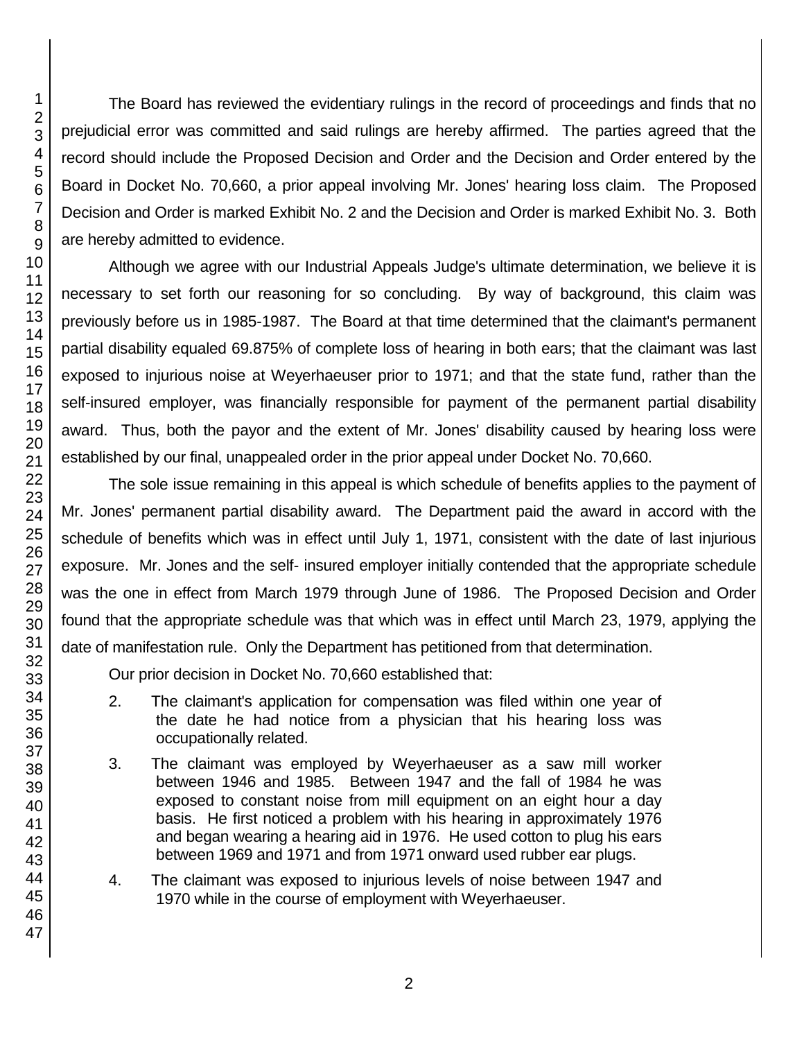The Board has reviewed the evidentiary rulings in the record of proceedings and finds that no prejudicial error was committed and said rulings are hereby affirmed. The parties agreed that the record should include the Proposed Decision and Order and the Decision and Order entered by the Board in Docket No. 70,660, a prior appeal involving Mr. Jones' hearing loss claim. The Proposed Decision and Order is marked Exhibit No. 2 and the Decision and Order is marked Exhibit No. 3. Both are hereby admitted to evidence.

Although we agree with our Industrial Appeals Judge's ultimate determination, we believe it is necessary to set forth our reasoning for so concluding. By way of background, this claim was previously before us in 1985-1987. The Board at that time determined that the claimant's permanent partial disability equaled 69.875% of complete loss of hearing in both ears; that the claimant was last exposed to injurious noise at Weyerhaeuser prior to 1971; and that the state fund, rather than the self-insured employer, was financially responsible for payment of the permanent partial disability award. Thus, both the payor and the extent of Mr. Jones' disability caused by hearing loss were established by our final, unappealed order in the prior appeal under Docket No. 70,660.

The sole issue remaining in this appeal is which schedule of benefits applies to the payment of Mr. Jones' permanent partial disability award. The Department paid the award in accord with the schedule of benefits which was in effect until July 1, 1971, consistent with the date of last injurious exposure. Mr. Jones and the self- insured employer initially contended that the appropriate schedule was the one in effect from March 1979 through June of 1986. The Proposed Decision and Order found that the appropriate schedule was that which was in effect until March 23, 1979, applying the date of manifestation rule. Only the Department has petitioned from that determination.

Our prior decision in Docket No. 70,660 established that:

> 2. The claimant's application for compensation was filed within one year of the date he had notice from a physician that his hearing loss was occupationally related.
>
> 3. The claimant was employed by Weyerhaeuser as a saw mill worker between 1946 and 1985. Between 1947 and the fall of 1984 he was exposed to constant noise from mill equipment on an eight hour a day basis. He first noticed a problem with his hearing in approximately 1976 and began wearing a hearing aid in 1976. He used cotton to plug his ears between 1969 and 1971 and from 1971 onward used rubber ear plugs.
>
> 4. The claimant was exposed to injurious levels of noise between 1947 and 1970 while in the course of employment with Weyerhaeuser.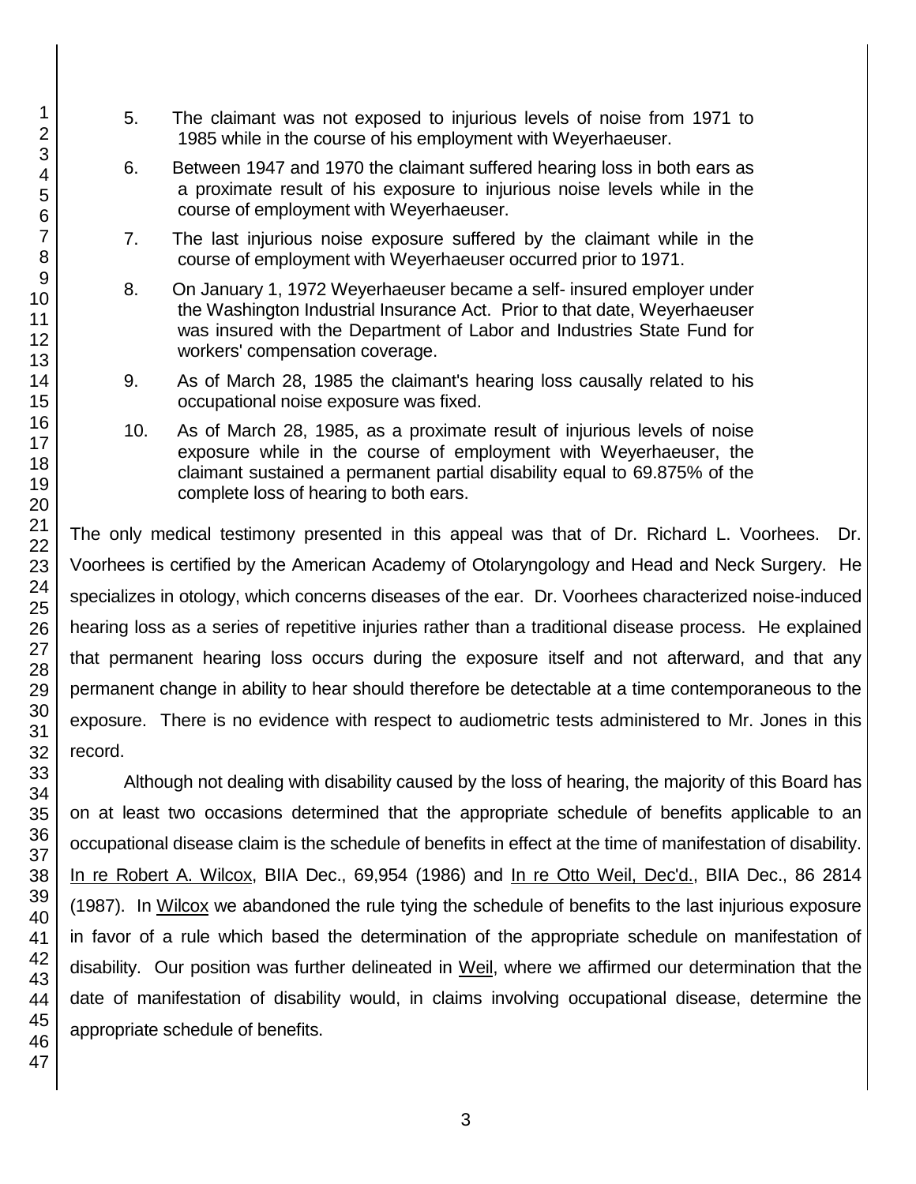5. The claimant was not exposed to injurious levels of noise from 1971 to 1985 while in the course of his employment with Weyerhaeuser.

6. Between 1947 and 1970 the claimant suffered hearing loss in both ears as a proximate result of his exposure to injurious noise levels while in the course of employment with Weyerhaeuser.

7. The last injurious noise exposure suffered by the claimant while in the course of employment with Weyerhaeuser occurred prior to 1971.

8. On January 1, 1972 Weyerhaeuser became a self- insured employer under the Washington Industrial Insurance Act. Prior to that date, Weyerhaeuser was insured with the Department of Labor and Industries State Fund for workers' compensation coverage.

9. As of March 28, 1985 the claimant's hearing loss causally related to his occupational noise exposure was fixed.

10. As of March 28, 1985, as a proximate result of injurious levels of noise exposure while in the course of employment with Weyerhaeuser, the claimant sustained a permanent partial disability equal to 69.875% of the complete loss of hearing to both ears.

The only medical testimony presented in this appeal was that of Dr. Richard L. Voorhees. Dr. Voorhees is certified by the American Academy of Otolaryngology and Head and Neck Surgery. He specializes in otology, which concerns diseases of the ear. Dr. Voorhees characterized noise-induced hearing loss as a series of repetitive injuries rather than a traditional disease process. He explained that permanent hearing loss occurs during the exposure itself and not afterward, and that any permanent change in ability to hear should therefore be detectable at a time contemporaneous to the exposure. There is no evidence with respect to audiometric tests administered to Mr. Jones in this record.

Although not dealing with disability caused by the loss of hearing, the majority of this Board has on at least two occasions determined that the appropriate schedule of benefits applicable to an occupational disease claim is the schedule of benefits in effect at the time of manifestation of disability. In re Robert A. Wilcox, BIIA Dec., 69,954 (1986) and In re Otto Weil, Dec'd., BIIA Dec., 86 2814 (1987). In Wilcox we abandoned the rule tying the schedule of benefits to the last injurious exposure in favor of a rule which based the determination of the appropriate schedule on manifestation of disability. Our position was further delineated in Weil, where we affirmed our determination that the date of manifestation of disability would, in claims involving occupational disease, determine the appropriate schedule of benefits.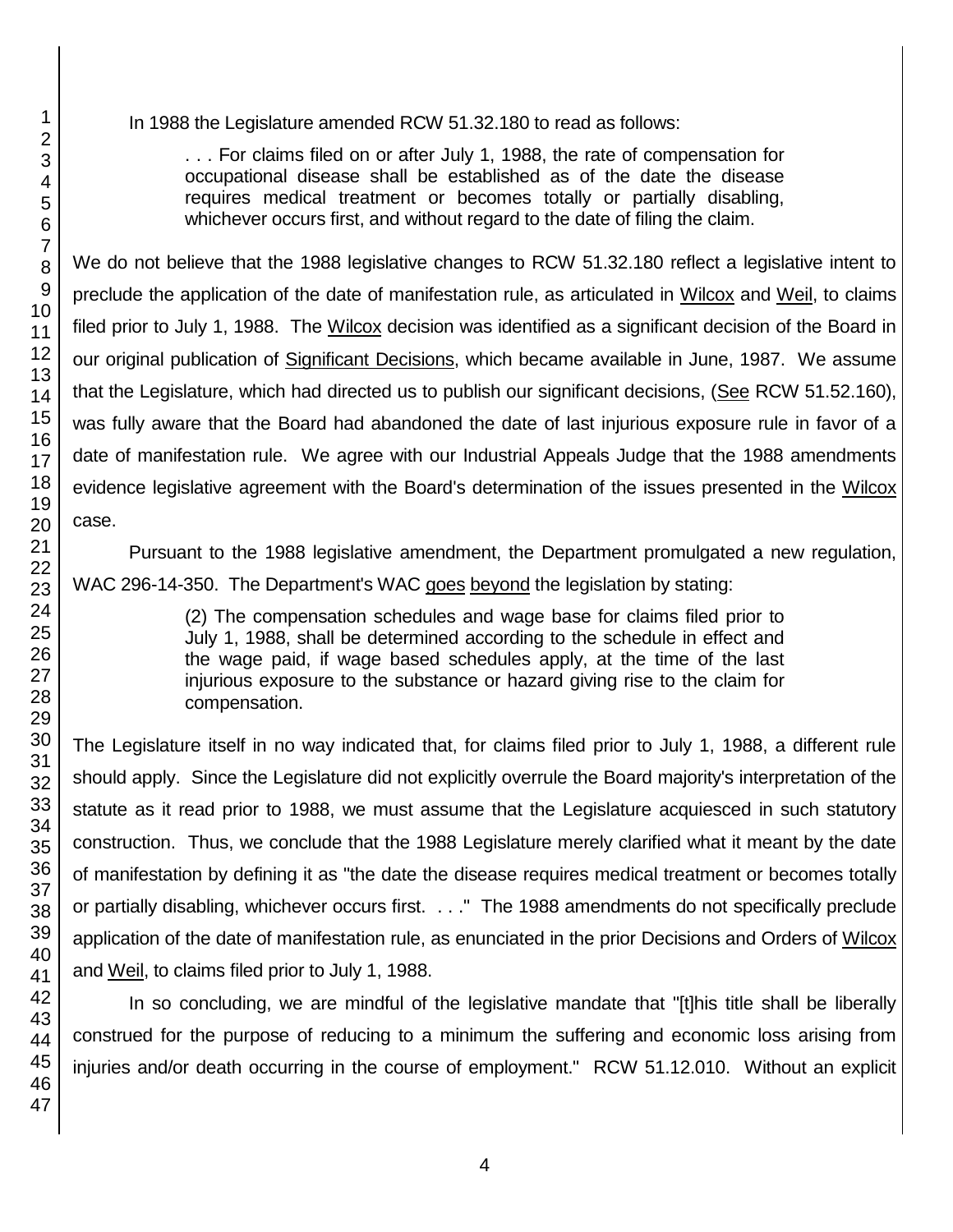In 1988 the Legislature amended RCW 51.32.180 to read as follows:

> . . . For claims filed on or after July 1, 1988, the rate of compensation for occupational disease shall be established as of the date the disease requires medical treatment or becomes totally or partially disabling, whichever occurs first, and without regard to the date of filing the claim.

We do not believe that the 1988 legislative changes to RCW 51.32.180 reflect a legislative intent to preclude the application of the date of manifestation rule, as articulated in Wilcox and Weil, to claims filed prior to July 1, 1988. The Wilcox decision was identified as a significant decision of the Board in our original publication of Significant Decisions, which became available in June, 1987. We assume that the Legislature, which had directed us to publish our significant decisions, (See RCW 51.52.160), was fully aware that the Board had abandoned the date of last injurious exposure rule in favor of a date of manifestation rule. We agree with our Industrial Appeals Judge that the 1988 amendments evidence legislative agreement with the Board's determination of the issues presented in the Wilcox case.

Pursuant to the 1988 legislative amendment, the Department promulgated a new regulation, WAC 296-14-350. The Department's WAC goes beyond the legislation by stating:

> (2) The compensation schedules and wage base for claims filed prior to July 1, 1988, shall be determined according to the schedule in effect and the wage paid, if wage based schedules apply, at the time of the last injurious exposure to the substance or hazard giving rise to the claim for compensation.

The Legislature itself in no way indicated that, for claims filed prior to July 1, 1988, a different rule should apply. Since the Legislature did not explicitly overrule the Board majority's interpretation of the statute as it read prior to 1988, we must assume that the Legislature acquiesced in such statutory construction. Thus, we conclude that the 1988 Legislature merely clarified what it meant by the date of manifestation by defining it as "the date the disease requires medical treatment or becomes totally or partially disabling, whichever occurs first. . . ." The 1988 amendments do not specifically preclude application of the date of manifestation rule, as enunciated in the prior Decisions and Orders of Wilcox and Weil, to claims filed prior to July 1, 1988.

In so concluding, we are mindful of the legislative mandate that "[t]his title shall be liberally construed for the purpose of reducing to a minimum the suffering and economic loss arising from injuries and/or death occurring in the course of employment." RCW 51.12.010. Without an explicit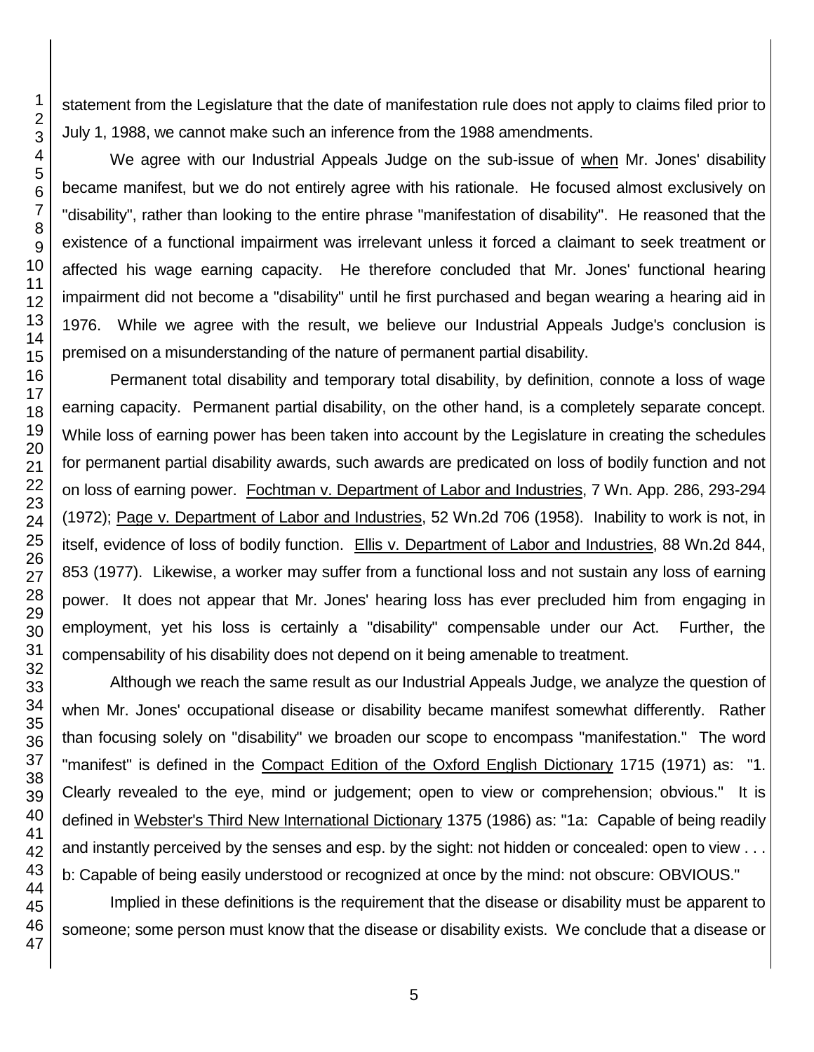statement from the Legislature that the date of manifestation rule does not apply to claims filed prior to July 1, 1988, we cannot make such an inference from the 1988 amendments.

We agree with our Industrial Appeals Judge on the sub-issue of <u>when</u> Mr. Jones' disability became manifest, but we do not entirely agree with his rationale. He focused almost exclusively on "disability", rather than looking to the entire phrase "manifestation of disability". He reasoned that the existence of a functional impairment was irrelevant unless it forced a claimant to seek treatment or affected his wage earning capacity. He therefore concluded that Mr. Jones' functional hearing impairment did not become a "disability" until he first purchased and began wearing a hearing aid in 1976. While we agree with the result, we believe our Industrial Appeals Judge's conclusion is premised on a misunderstanding of the nature of permanent partial disability.

Permanent total disability and temporary total disability, by definition, connote a loss of wage earning capacity. Permanent partial disability, on the other hand, is a completely separate concept. While loss of earning power has been taken into account by the Legislature in creating the schedules for permanent partial disability awards, such awards are predicated on loss of bodily function and not on loss of earning power. <u>Fochtman v. Department of Labor and Industries</u>, 7 Wn. App. 286, 293-294 (1972); <u>Page v. Department of Labor and Industries</u>, 52 Wn.2d 706 (1958). Inability to work is not, in itself, evidence of loss of bodily function. <u>Ellis v. Department of Labor and Industries</u>, 88 Wn.2d 844, 853 (1977). Likewise, a worker may suffer from a functional loss and not sustain any loss of earning power. It does not appear that Mr. Jones' hearing loss has ever precluded him from engaging in employment, yet his loss is certainly a "disability" compensable under our Act. Further, the compensability of his disability does not depend on it being amenable to treatment.

Although we reach the same result as our Industrial Appeals Judge, we analyze the question of when Mr. Jones' occupational disease or disability became manifest somewhat differently. Rather than focusing solely on "disability" we broaden our scope to encompass "manifestation." The word "manifest" is defined in the <u>Compact Edition of the Oxford English Dictionary</u> 1715 (1971) as: "1. Clearly revealed to the eye, mind or judgement; open to view or comprehension; obvious." It is defined in <u>Webster's Third New International Dictionary</u> 1375 (1986) as: "1a: Capable of being readily and instantly perceived by the senses and esp. by the sight: not hidden or concealed: open to view . . . b: Capable of being easily understood or recognized at once by the mind: not obscure: OBVIOUS."

Implied in these definitions is the requirement that the disease or disability must be apparent to someone; some person must know that the disease or disability exists. We conclude that a disease or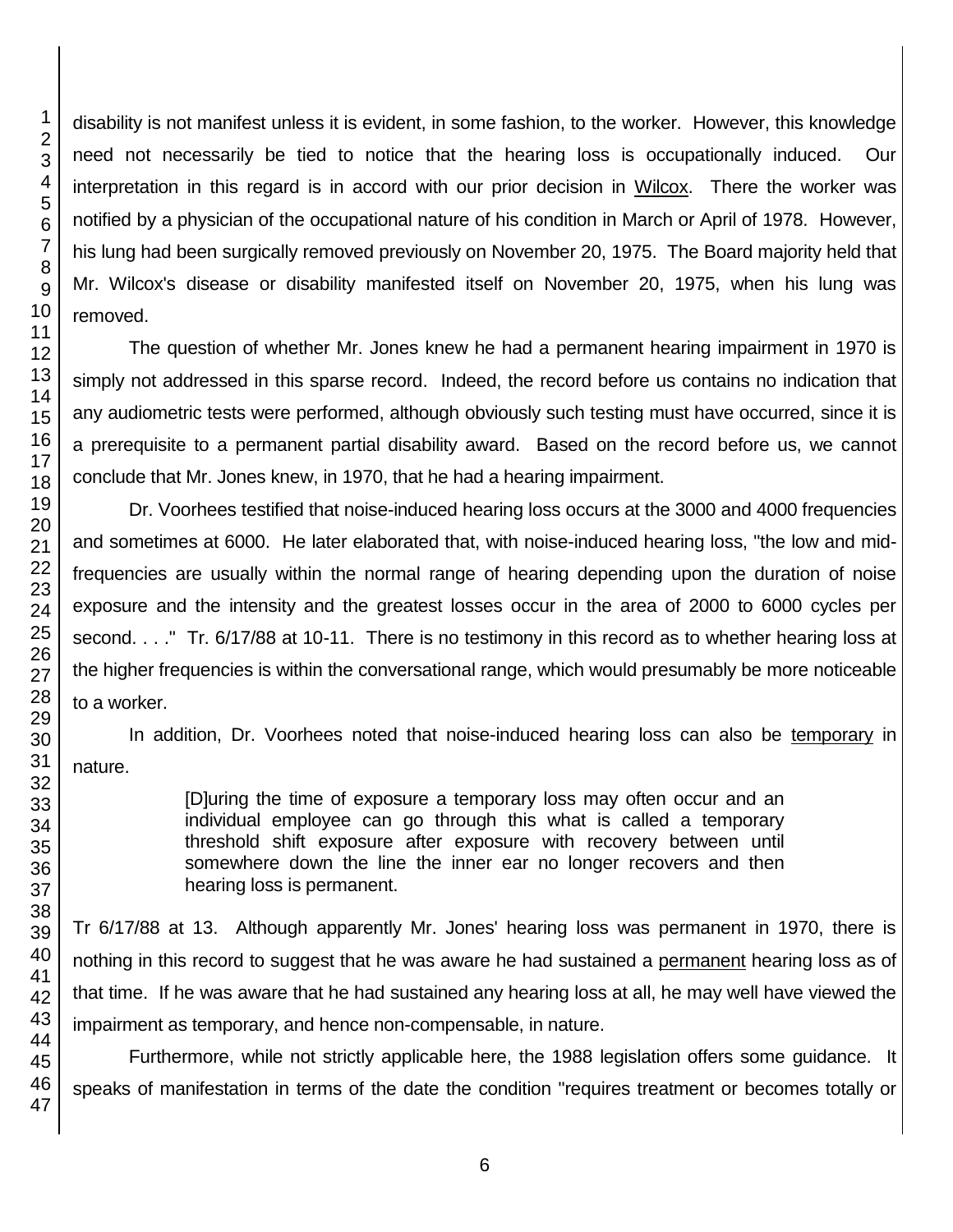disability is not manifest unless it is evident, in some fashion, to the worker. However, this knowledge need not necessarily be tied to notice that the hearing loss is occupationally induced. Our interpretation in this regard is in accord with our prior decision in Wilcox. There the worker was notified by a physician of the occupational nature of his condition in March or April of 1978. However, his lung had been surgically removed previously on November 20, 1975. The Board majority held that Mr. Wilcox's disease or disability manifested itself on November 20, 1975, when his lung was removed.

The question of whether Mr. Jones knew he had a permanent hearing impairment in 1970 is simply not addressed in this sparse record. Indeed, the record before us contains no indication that any audiometric tests were performed, although obviously such testing must have occurred, since it is a prerequisite to a permanent partial disability award. Based on the record before us, we cannot conclude that Mr. Jones knew, in 1970, that he had a hearing impairment.

Dr. Voorhees testified that noise-induced hearing loss occurs at the 3000 and 4000 frequencies and sometimes at 6000. He later elaborated that, with noise-induced hearing loss, "the low and mid-frequencies are usually within the normal range of hearing depending upon the duration of noise exposure and the intensity and the greatest losses occur in the area of 2000 to 6000 cycles per second. . . ." Tr. 6/17/88 at 10-11. There is no testimony in this record as to whether hearing loss at the higher frequencies is within the conversational range, which would presumably be more noticeable to a worker.

In addition, Dr. Voorhees noted that noise-induced hearing loss can also be <u>temporary</u> in nature.

> [D]uring the time of exposure a temporary loss may often occur and an individual employee can go through this what is called a temporary threshold shift exposure after exposure with recovery between until somewhere down the line the inner ear no longer recovers and then hearing loss is permanent.

Tr 6/17/88 at 13. Although apparently Mr. Jones' hearing loss was permanent in 1970, there is nothing in this record to suggest that he was aware he had sustained a <u>permanent</u> hearing loss as of that time. If he was aware that he had sustained any hearing loss at all, he may well have viewed the impairment as temporary, and hence non-compensable, in nature.

Furthermore, while not strictly applicable here, the 1988 legislation offers some guidance. It speaks of manifestation in terms of the date the condition "requires treatment or becomes totally or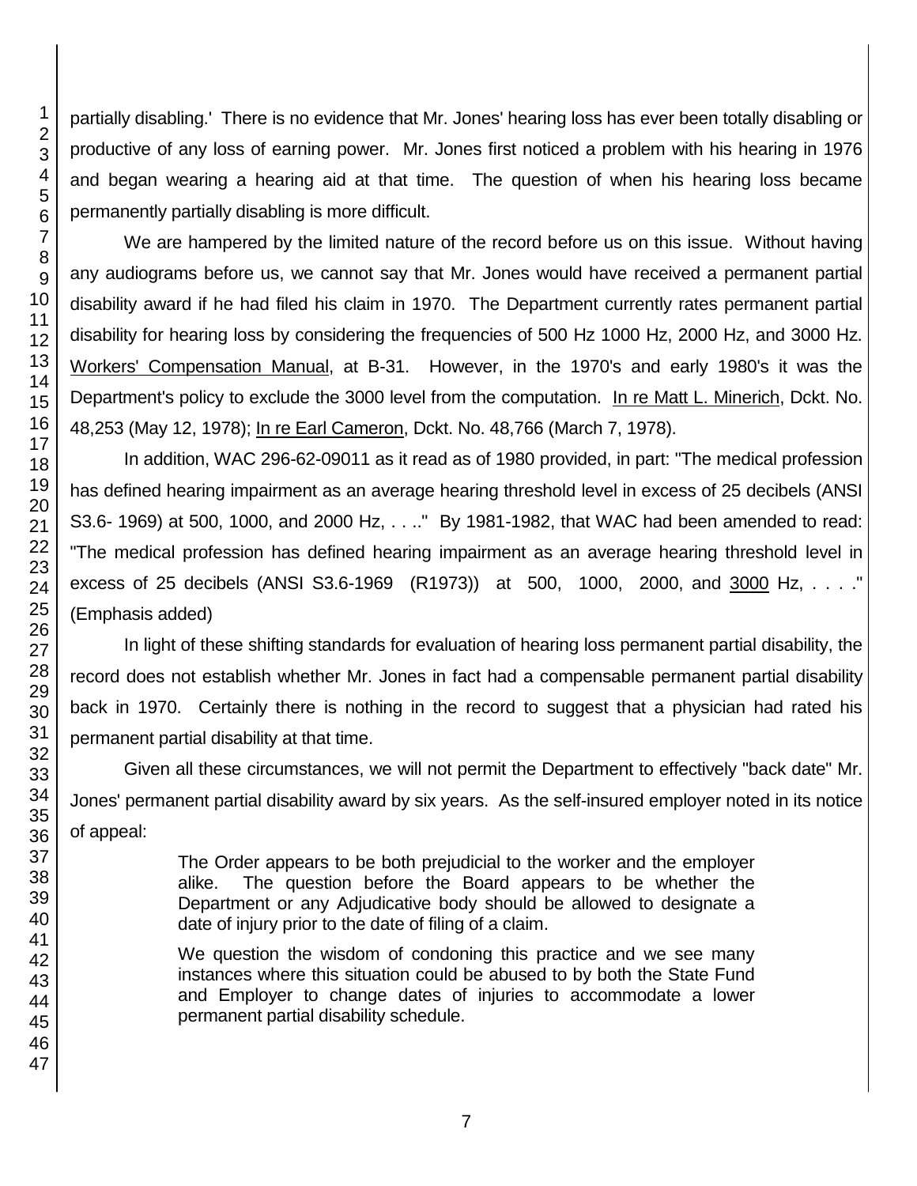partially disabling.' There is no evidence that Mr. Jones' hearing loss has ever been totally disabling or productive of any loss of earning power. Mr. Jones first noticed a problem with his hearing in 1976 and began wearing a hearing aid at that time. The question of when his hearing loss became permanently partially disabling is more difficult.

We are hampered by the limited nature of the record before us on this issue. Without having any audiograms before us, we cannot say that Mr. Jones would have received a permanent partial disability award if he had filed his claim in 1970. The Department currently rates permanent partial disability for hearing loss by considering the frequencies of 500 Hz 1000 Hz, 2000 Hz, and 3000 Hz. Workers' Compensation Manual, at B-31. However, in the 1970's and early 1980's it was the Department's policy to exclude the 3000 level from the computation. In re Matt L. Minerich, Dckt. No. 48,253 (May 12, 1978); In re Earl Cameron, Dckt. No. 48,766 (March 7, 1978).

In addition, WAC 296-62-09011 as it read as of 1980 provided, in part: "The medical profession has defined hearing impairment as an average hearing threshold level in excess of 25 decibels (ANSI S3.6- 1969) at 500, 1000, and 2000 Hz, . . .." By 1981-1982, that WAC had been amended to read: "The medical profession has defined hearing impairment as an average hearing threshold level in excess of 25 decibels (ANSI S3.6-1969 (R1973)) at 500, 1000, 2000, and 3000 Hz, . . . ." (Emphasis added)

In light of these shifting standards for evaluation of hearing loss permanent partial disability, the record does not establish whether Mr. Jones in fact had a compensable permanent partial disability back in 1970. Certainly there is nothing in the record to suggest that a physician had rated his permanent partial disability at that time.

Given all these circumstances, we will not permit the Department to effectively "back date" Mr. Jones' permanent partial disability award by six years. As the self-insured employer noted in its notice of appeal:

> The Order appears to be both prejudicial to the worker and the employer alike. The question before the Board appears to be whether the Department or any Adjudicative body should be allowed to designate a date of injury prior to the date of filing of a claim.
>
> We question the wisdom of condoning this practice and we see many instances where this situation could be abused to by both the State Fund and Employer to change dates of injuries to accommodate a lower permanent partial disability schedule.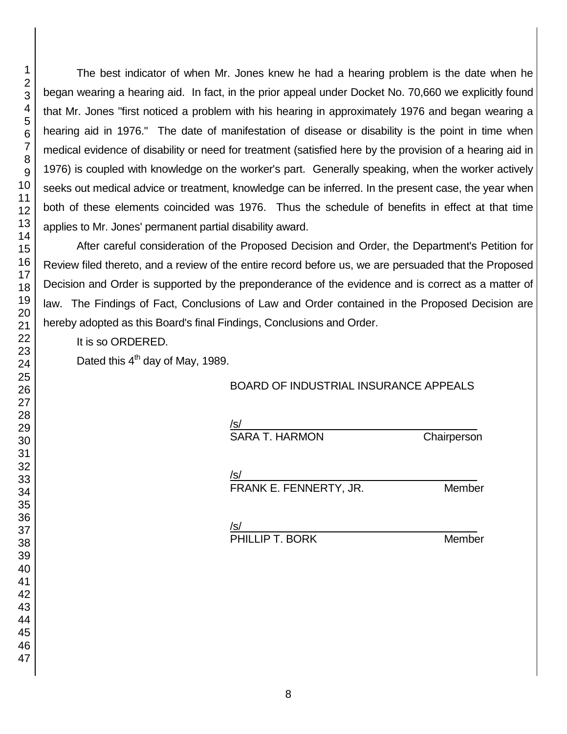The best indicator of when Mr. Jones knew he had a hearing problem is the date when he began wearing a hearing aid. In fact, in the prior appeal under Docket No. 70,660 we explicitly found that Mr. Jones "first noticed a problem with his hearing in approximately 1976 and began wearing a hearing aid in 1976." The date of manifestation of disease or disability is the point in time when medical evidence of disability or need for treatment (satisfied here by the provision of a hearing aid in 1976) is coupled with knowledge on the worker's part. Generally speaking, when the worker actively seeks out medical advice or treatment, knowledge can be inferred. In the present case, the year when both of these elements coincided was 1976. Thus the schedule of benefits in effect at that time applies to Mr. Jones' permanent partial disability award.

After careful consideration of the Proposed Decision and Order, the Department's Petition for Review filed thereto, and a review of the entire record before us, we are persuaded that the Proposed Decision and Order is supported by the preponderance of the evidence and is correct as a matter of law. The Findings of Fact, Conclusions of Law and Order contained in the Proposed Decision are hereby adopted as this Board's final Findings, Conclusions and Order.

It is so ORDERED.

Dated this 4th day of May, 1989.

BOARD OF INDUSTRIAL INSURANCE APPEALS

/s/
SARA T. HARMON — Chairperson

/s/
FRANK E. FENNERTY, JR. — Member

/s/
PHILLIP T. BORK — Member